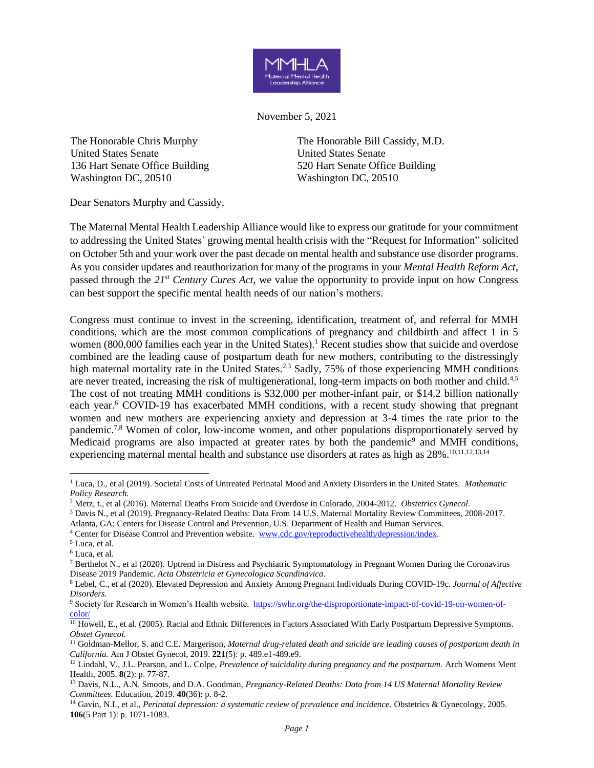MMHLA
Maternal Mental Health Leadership Alliance

November 5, 2021

The Honorable Chris Murphy
United States Senate
136 Hart Senate Office Building
Washington DC, 20510

The Honorable Bill Cassidy, M.D.
United States Senate
520 Hart Senate Office Building
Washington DC, 20510

Dear Senators Murphy and Cassidy,

The Maternal Mental Health Leadership Alliance would like to express our gratitude for your commitment to addressing the United States' growing mental health crisis with the "Request for Information" solicited on October 5th and your work over the past decade on mental health and substance use disorder programs. As you consider updates and reauthorization for many of the programs in your *Mental Health Reform Act*, passed through the *21st Century Cures Act*, we value the opportunity to provide input on how Congress can best support the specific mental health needs of our nation's mothers.

Congress must continue to invest in the screening, identification, treatment of, and referral for MMH conditions, which are the most common complications of pregnancy and childbirth and affect 1 in 5 women (800,000 families each year in the United States).[1] Recent studies show that suicide and overdose combined are the leading cause of postpartum death for new mothers, contributing to the distressingly high maternal mortality rate in the United States.[2,3] Sadly, 75% of those experiencing MMH conditions are never treated, increasing the risk of multigenerational, long-term impacts on both mother and child.[4,5] The cost of not treating MMH conditions is $32,000 per mother-infant pair, or $14.2 billion nationally each year.[6] COVID-19 has exacerbated MMH conditions, with a recent study showing that pregnant women and new mothers are experiencing anxiety and depression at 3-4 times the rate prior to the pandemic.[7,8] Women of color, low-income women, and other populations disproportionately served by Medicaid programs are also impacted at greater rates by both the pandemic[9] and MMH conditions, experiencing maternal mental health and substance use disorders at rates as high as 28%.[10,11,12,13,14]

---

[1] Luca, D., et al (2019). Societal Costs of Untreated Perinatal Mood and Anxiety Disorders in the United States. *Mathematic Policy Research.*

[2] Metz, t., et al (2016). Maternal Deaths From Suicide and Overdose in Colorado, 2004-2012. *Obstetrics Gynecol.*

[3] Davis N., et al (2019). Pregnancy-Related Deaths: Data From 14 U.S. Maternal Mortality Review Committees, 2008-2017. Atlanta, GA: Centers for Disease Control and Prevention, U.S. Department of Health and Human Services.

[4] Center for Disease Control and Prevention website. www.cdc.gov/reproductivehealth/depression/index.

[5] Luca, et al.

[6] Luca, et al.

[7] Berthelot N., et al (2020). Uptrend in Distress and Psychiatric Symptomatology in Pregnant Women During the Coronavirus Disease 2019 Pandemic. *Acta Obstetricia et Gynecologica Scandinavica*.

[8] Lebel, C., et al (2020). Elevated Depression and Anxiety Among Pregnant Individuals During COVID-19c. *Journal of Affective Disorders.*

[9] Society for Research in Women's Health website. https://swhr.org/the-disproportionate-impact-of-covid-19-on-women-of-color/

[10] Howell, E., et al. (2005). Racial and Ethnic Differences in Factors Associated With Early Postpartum Depressive Symptoms. *Obstet Gynecol.*

[11] Goldman-Mellor, S. and C.E. Margerison, *Maternal drug-related death and suicide are leading causes of postpartum death in California.* Am J Obstet Gynecol, 2019. **221**(5): p. 489.e1-489.e9.

[12] Lindahl, V., J.L. Pearson, and L. Colpe, *Prevalence of suicidality during pregnancy and the postpartum.* Arch Womens Ment Health, 2005. **8**(2): p. 77-87.

[13] Davis, N.L., A.N. Smoots, and D.A. Goodman, *Pregnancy-Related Deaths: Data from 14 US Maternal Mortality Review Committees.* Education, 2019. **40**(36): p. 8-2.

[14] Gavin, N.I., et al., *Perinatal depression: a systematic review of prevalence and incidence.* Obstetrics & Gynecology, 2005. **106**(5 Part 1): p. 1071-1083.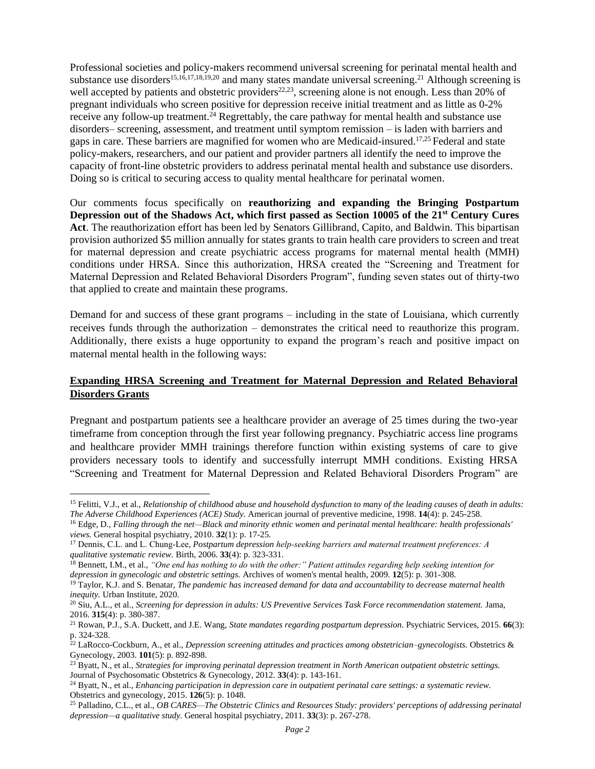Professional societies and policy-makers recommend universal screening for perinatal mental health and substance use disorders[15,16,17,18,19,20] and many states mandate universal screening.[21] Although screening is well accepted by patients and obstetric providers[22,23], screening alone is not enough. Less than 20% of pregnant individuals who screen positive for depression receive initial treatment and as little as 0-2% receive any follow-up treatment.[24] Regrettably, the care pathway for mental health and substance use disorders– screening, assessment, and treatment until symptom remission – is laden with barriers and gaps in care. These barriers are magnified for women who are Medicaid-insured.[17,25] Federal and state policy-makers, researchers, and our patient and provider partners all identify the need to improve the capacity of front-line obstetric providers to address perinatal mental health and substance use disorders. Doing so is critical to securing access to quality mental healthcare for perinatal women.

Our comments focus specifically on **reauthorizing and expanding the Bringing Postpartum Depression out of the Shadows Act, which first passed as Section 10005 of the 21st Century Cures Act**. The reauthorization effort has been led by Senators Gillibrand, Capito, and Baldwin. This bipartisan provision authorized $5 million annually for states grants to train health care providers to screen and treat for maternal depression and create psychiatric access programs for maternal mental health (MMH) conditions under HRSA. Since this authorization, HRSA created the "Screening and Treatment for Maternal Depression and Related Behavioral Disorders Program", funding seven states out of thirty-two that applied to create and maintain these programs.

Demand for and success of these grant programs – including in the state of Louisiana, which currently receives funds through the authorization – demonstrates the critical need to reauthorize this program. Additionally, there exists a huge opportunity to expand the program's reach and positive impact on maternal mental health in the following ways:

**Expanding HRSA Screening and Treatment for Maternal Depression and Related Behavioral Disorders Grants**

Pregnant and postpartum patients see a healthcare provider an average of 25 times during the two-year timeframe from conception through the first year following pregnancy. Psychiatric access line programs and healthcare provider MMH trainings therefore function within existing systems of care to give providers necessary tools to identify and successfully interrupt MMH conditions. Existing HRSA "Screening and Treatment for Maternal Depression and Related Behavioral Disorders Program" are

---

[15] Felitti, V.J., et al., *Relationship of childhood abuse and household dysfunction to many of the leading causes of death in adults: The Adverse Childhood Experiences (ACE) Study.* American journal of preventive medicine, 1998. **14**(4): p. 245-258.

[16] Edge, D., *Falling through the net—Black and minority ethnic women and perinatal mental healthcare: health professionals' views.* General hospital psychiatry, 2010. **32**(1): p. 17-25.

[17] Dennis, C.L. and L. Chung-Lee, *Postpartum depression help-seeking barriers and maternal treatment preferences: A qualitative systematic review.* Birth, 2006. **33**(4): p. 323-331.

[18] Bennett, I.M., et al., *"One end has nothing to do with the other:" Patient attitudes regarding help seeking intention for depression in gynecologic and obstetric settings.* Archives of women's mental health, 2009. **12**(5): p. 301-308.

[19] Taylor, K.J. and S. Benatar, *The pandemic has increased demand for data and accountability to decrease maternal health inequity.* Urban Institute, 2020.

[20] Siu, A.L., et al., *Screening for depression in adults: US Preventive Services Task Force recommendation statement.* Jama, 2016. **315**(4): p. 380-387.

[21] Rowan, P.J., S.A. Duckett, and J.E. Wang, *State mandates regarding postpartum depression.* Psychiatric Services, 2015. **66**(3): p. 324-328.

[22] LaRocco-Cockburn, A., et al., *Depression screening attitudes and practices among obstetrician–gynecologists.* Obstetrics & Gynecology, 2003. **101**(5): p. 892-898.

[23] Byatt, N., et al., *Strategies for improving perinatal depression treatment in North American outpatient obstetric settings.* Journal of Psychosomatic Obstetrics & Gynecology, 2012. **33**(4): p. 143-161.

[24] Byatt, N., et al., *Enhancing participation in depression care in outpatient perinatal care settings: a systematic review.* Obstetrics and gynecology, 2015. **126**(5): p. 1048.

[25] Palladino, C.L., et al., *OB CARES—The Obstetric Clinics and Resources Study: providers' perceptions of addressing perinatal depression—a qualitative study.* General hospital psychiatry, 2011. **33**(3): p. 267-278.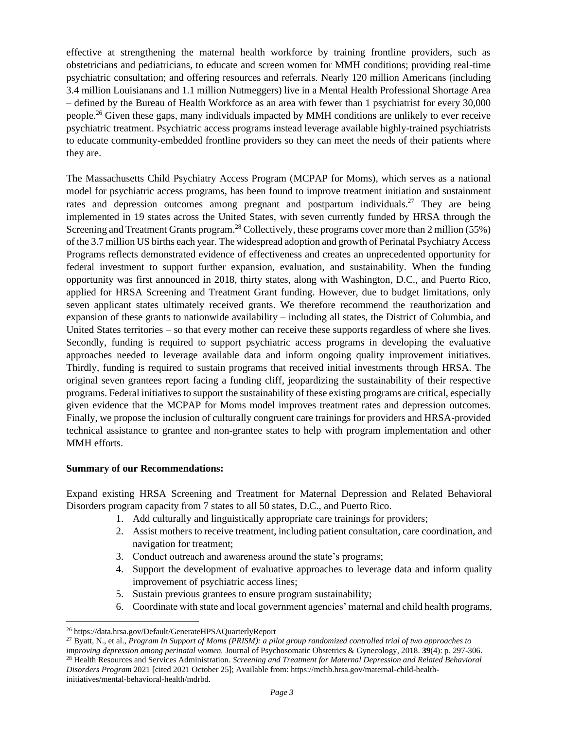effective at strengthening the maternal health workforce by training frontline providers, such as obstetricians and pediatricians, to educate and screen women for MMH conditions; providing real-time psychiatric consultation; and offering resources and referrals. Nearly 120 million Americans (including 3.4 million Louisianans and 1.1 million Nutmeggers) live in a Mental Health Professional Shortage Area – defined by the Bureau of Health Workforce as an area with fewer than 1 psychiatrist for every 30,000 people.[26] Given these gaps, many individuals impacted by MMH conditions are unlikely to ever receive psychiatric treatment. Psychiatric access programs instead leverage available highly-trained psychiatrists to educate community-embedded frontline providers so they can meet the needs of their patients where they are.

The Massachusetts Child Psychiatry Access Program (MCPAP for Moms), which serves as a national model for psychiatric access programs, has been found to improve treatment initiation and sustainment rates and depression outcomes among pregnant and postpartum individuals.[27] They are being implemented in 19 states across the United States, with seven currently funded by HRSA through the Screening and Treatment Grants program.[28] Collectively, these programs cover more than 2 million (55%) of the 3.7 million US births each year. The widespread adoption and growth of Perinatal Psychiatry Access Programs reflects demonstrated evidence of effectiveness and creates an unprecedented opportunity for federal investment to support further expansion, evaluation, and sustainability. When the funding opportunity was first announced in 2018, thirty states, along with Washington, D.C., and Puerto Rico, applied for HRSA Screening and Treatment Grant funding. However, due to budget limitations, only seven applicant states ultimately received grants. We therefore recommend the reauthorization and expansion of these grants to nationwide availability – including all states, the District of Columbia, and United States territories – so that every mother can receive these supports regardless of where she lives. Secondly, funding is required to support psychiatric access programs in developing the evaluative approaches needed to leverage available data and inform ongoing quality improvement initiatives. Thirdly, funding is required to sustain programs that received initial investments through HRSA. The original seven grantees report facing a funding cliff, jeopardizing the sustainability of their respective programs. Federal initiatives to support the sustainability of these existing programs are critical, especially given evidence that the MCPAP for Moms model improves treatment rates and depression outcomes. Finally, we propose the inclusion of culturally congruent care trainings for providers and HRSA-provided technical assistance to grantee and non-grantee states to help with program implementation and other MMH efforts.

**Summary of our Recommendations:**

Expand existing HRSA Screening and Treatment for Maternal Depression and Related Behavioral Disorders program capacity from 7 states to all 50 states, D.C., and Puerto Rico.

1. Add culturally and linguistically appropriate care trainings for providers;
2. Assist mothers to receive treatment, including patient consultation, care coordination, and navigation for treatment;
3. Conduct outreach and awareness around the state's programs;
4. Support the development of evaluative approaches to leverage data and inform quality improvement of psychiatric access lines;
5. Sustain previous grantees to ensure program sustainability;
6. Coordinate with state and local government agencies' maternal and child health programs,

---

[26] https://data.hrsa.gov/Default/GenerateHPSAQuarterlyReport

[27] Byatt, N., et al., *Program In Support of Moms (PRISM): a pilot group randomized controlled trial of two approaches to improving depression among perinatal women.* Journal of Psychosomatic Obstetrics & Gynecology, 2018. **39**(4): p. 297-306.

[28] Health Resources and Services Administration. *Screening and Treatment for Maternal Depression and Related Behavioral Disorders Program* 2021 [cited 2021 October 25]; Available from: https://mchb.hrsa.gov/maternal-child-health-initiatives/mental-behavioral-health/mdrbd.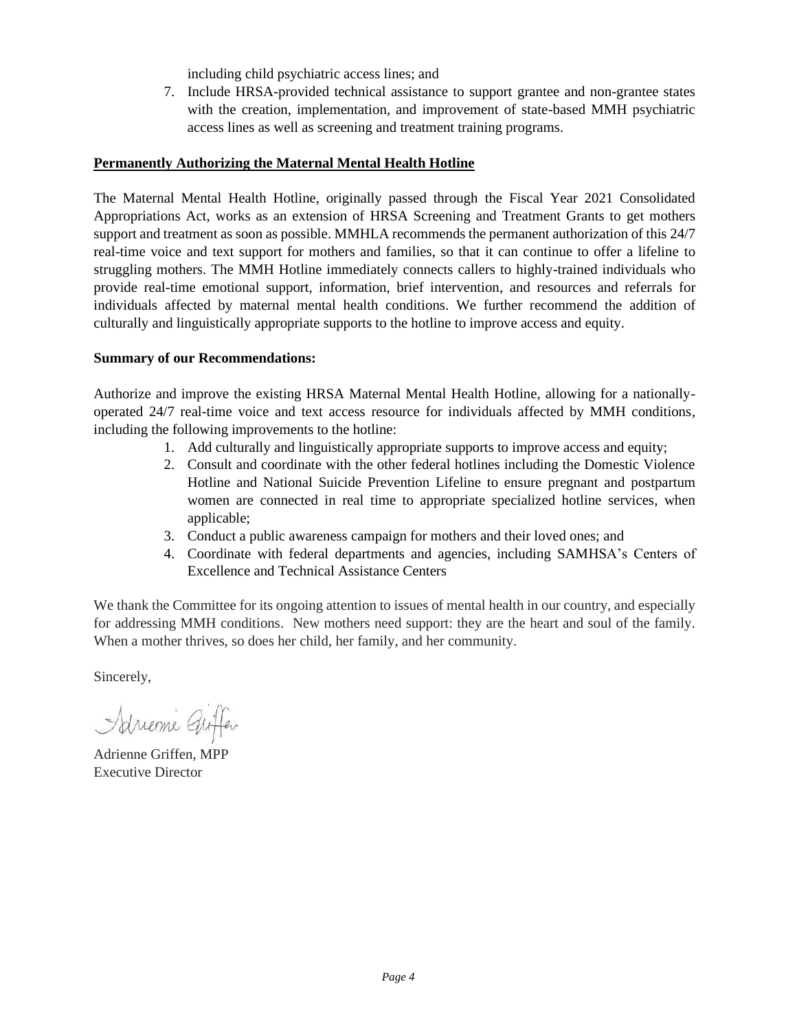including child psychiatric access lines; and

7. Include HRSA-provided technical assistance to support grantee and non-grantee states with the creation, implementation, and improvement of state-based MMH psychiatric access lines as well as screening and treatment training programs.

**Permanently Authorizing the Maternal Mental Health Hotline**

The Maternal Mental Health Hotline, originally passed through the Fiscal Year 2021 Consolidated Appropriations Act, works as an extension of HRSA Screening and Treatment Grants to get mothers support and treatment as soon as possible. MMHLA recommends the permanent authorization of this 24/7 real-time voice and text support for mothers and families, so that it can continue to offer a lifeline to struggling mothers. The MMH Hotline immediately connects callers to highly-trained individuals who provide real-time emotional support, information, brief intervention, and resources and referrals for individuals affected by maternal mental health conditions. We further recommend the addition of culturally and linguistically appropriate supports to the hotline to improve access and equity.

**Summary of our Recommendations:**

Authorize and improve the existing HRSA Maternal Mental Health Hotline, allowing for a nationally-operated 24/7 real-time voice and text access resource for individuals affected by MMH conditions, including the following improvements to the hotline:

1. Add culturally and linguistically appropriate supports to improve access and equity;
2. Consult and coordinate with the other federal hotlines including the Domestic Violence Hotline and National Suicide Prevention Lifeline to ensure pregnant and postpartum women are connected in real time to appropriate specialized hotline services, when applicable;
3. Conduct a public awareness campaign for mothers and their loved ones; and
4. Coordinate with federal departments and agencies, including SAMHSA's Centers of Excellence and Technical Assistance Centers

We thank the Committee for its ongoing attention to issues of mental health in our country, and especially for addressing MMH conditions. New mothers need support: they are the heart and soul of the family. When a mother thrives, so does her child, her family, and her community.

Sincerely,

Adrienne Griffen

Adrienne Griffen, MPP
Executive Director